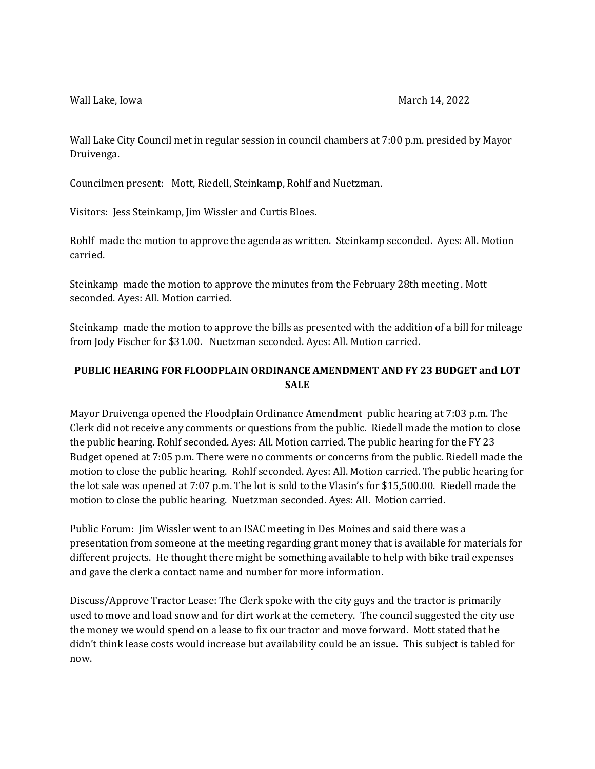Wall Lake, Iowa March 14, 2022

Wall Lake City Council met in regular session in council chambers at 7:00 p.m. presided by Mayor Druivenga.

Councilmen present: Mott, Riedell, Steinkamp, Rohlf and Nuetzman.

Visitors: Jess Steinkamp, Jim Wissler and Curtis Bloes.

Rohlf made the motion to approve the agenda as written. Steinkamp seconded. Ayes: All. Motion carried.

Steinkamp made the motion to approve the minutes from the February 28th meeting . Mott seconded. Ayes: All. Motion carried.

Steinkamp made the motion to approve the bills as presented with the addition of a bill for mileage from Jody Fischer for $31.00. Nuetzman seconded. Ayes: All. Motion carried.

**PUBLIC HEARING FOR FLOODPLAIN ORDINANCE AMENDMENT AND FY 23 BUDGET and LOT SALE**

Mayor Druivenga opened the Floodplain Ordinance Amendment public hearing at 7:03 p.m. The Clerk did not receive any comments or questions from the public. Riedell made the motion to close the public hearing. Rohlf seconded. Ayes: All. Motion carried. The public hearing for the FY 23 Budget opened at 7:05 p.m. There were no comments or concerns from the public. Riedell made the motion to close the public hearing. Rohlf seconded. Ayes: All. Motion carried. The public hearing for the lot sale was opened at 7:07 p.m. The lot is sold to the Vlasin's for $15,500.00. Riedell made the motion to close the public hearing. Nuetzman seconded. Ayes: All. Motion carried.

Public Forum: Jim Wissler went to an ISAC meeting in Des Moines and said there was a presentation from someone at the meeting regarding grant money that is available for materials for different projects. He thought there might be something available to help with bike trail expenses and gave the clerk a contact name and number for more information.

Discuss/Approve Tractor Lease: The Clerk spoke with the city guys and the tractor is primarily used to move and load snow and for dirt work at the cemetery. The council suggested the city use the money we would spend on a lease to fix our tractor and move forward. Mott stated that he didn't think lease costs would increase but availability could be an issue. This subject is tabled for now.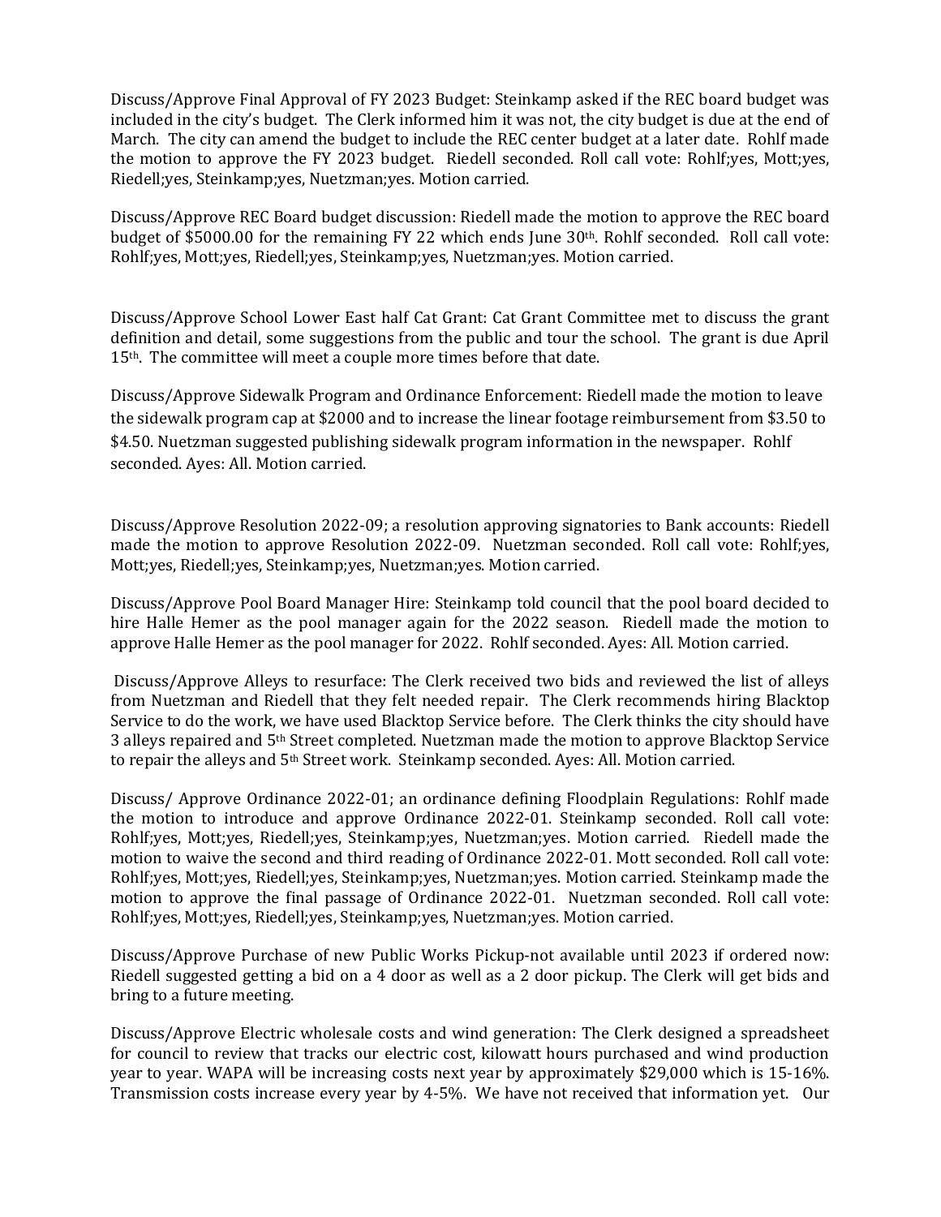Discuss/Approve Final Approval of FY 2023 Budget: Steinkamp asked if the REC board budget was included in the city's budget. The Clerk informed him it was not, the city budget is due at the end of March. The city can amend the budget to include the REC center budget at a later date. Rohlf made the motion to approve the FY 2023 budget. Riedell seconded. Roll call vote: Rohlf;yes, Mott;yes, Riedell;yes, Steinkamp;yes, Nuetzman;yes. Motion carried.

Discuss/Approve REC Board budget discussion: Riedell made the motion to approve the REC board budget of $5000.00 for the remaining FY 22 which ends June 30th. Rohlf seconded. Roll call vote: Rohlf;yes, Mott;yes, Riedell;yes, Steinkamp;yes, Nuetzman;yes. Motion carried.

Discuss/Approve School Lower East half Cat Grant: Cat Grant Committee met to discuss the grant definition and detail, some suggestions from the public and tour the school. The grant is due April 15th. The committee will meet a couple more times before that date.

Discuss/Approve Sidewalk Program and Ordinance Enforcement: Riedell made the motion to leave the sidewalk program cap at $2000 and to increase the linear footage reimbursement from $3.50 to $4.50. Nuetzman suggested publishing sidewalk program information in the newspaper. Rohlf seconded. Ayes: All. Motion carried.

Discuss/Approve Resolution 2022-09; a resolution approving signatories to Bank accounts: Riedell made the motion to approve Resolution 2022-09. Nuetzman seconded. Roll call vote: Rohlf;yes, Mott;yes, Riedell;yes, Steinkamp;yes, Nuetzman;yes. Motion carried.

Discuss/Approve Pool Board Manager Hire: Steinkamp told council that the pool board decided to hire Halle Hemer as the pool manager again for the 2022 season. Riedell made the motion to approve Halle Hemer as the pool manager for 2022. Rohlf seconded. Ayes: All. Motion carried.

Discuss/Approve Alleys to resurface: The Clerk received two bids and reviewed the list of alleys from Nuetzman and Riedell that they felt needed repair. The Clerk recommends hiring Blacktop Service to do the work, we have used Blacktop Service before. The Clerk thinks the city should have 3 alleys repaired and 5th Street completed. Nuetzman made the motion to approve Blacktop Service to repair the alleys and 5th Street work. Steinkamp seconded. Ayes: All. Motion carried.

Discuss/ Approve Ordinance 2022-01; an ordinance defining Floodplain Regulations: Rohlf made the motion to introduce and approve Ordinance 2022-01. Steinkamp seconded. Roll call vote: Rohlf;yes, Mott;yes, Riedell;yes, Steinkamp;yes, Nuetzman;yes. Motion carried. Riedell made the motion to waive the second and third reading of Ordinance 2022-01. Mott seconded. Roll call vote: Rohlf;yes, Mott;yes, Riedell;yes, Steinkamp;yes, Nuetzman;yes. Motion carried. Steinkamp made the motion to approve the final passage of Ordinance 2022-01. Nuetzman seconded. Roll call vote: Rohlf;yes, Mott;yes, Riedell;yes, Steinkamp;yes, Nuetzman;yes. Motion carried.

Discuss/Approve Purchase of new Public Works Pickup-not available until 2023 if ordered now: Riedell suggested getting a bid on a 4 door as well as a 2 door pickup. The Clerk will get bids and bring to a future meeting.

Discuss/Approve Electric wholesale costs and wind generation: The Clerk designed a spreadsheet for council to review that tracks our electric cost, kilowatt hours purchased and wind production year to year. WAPA will be increasing costs next year by approximately $29,000 which is 15-16%. Transmission costs increase every year by 4-5%. We have not received that information yet. Our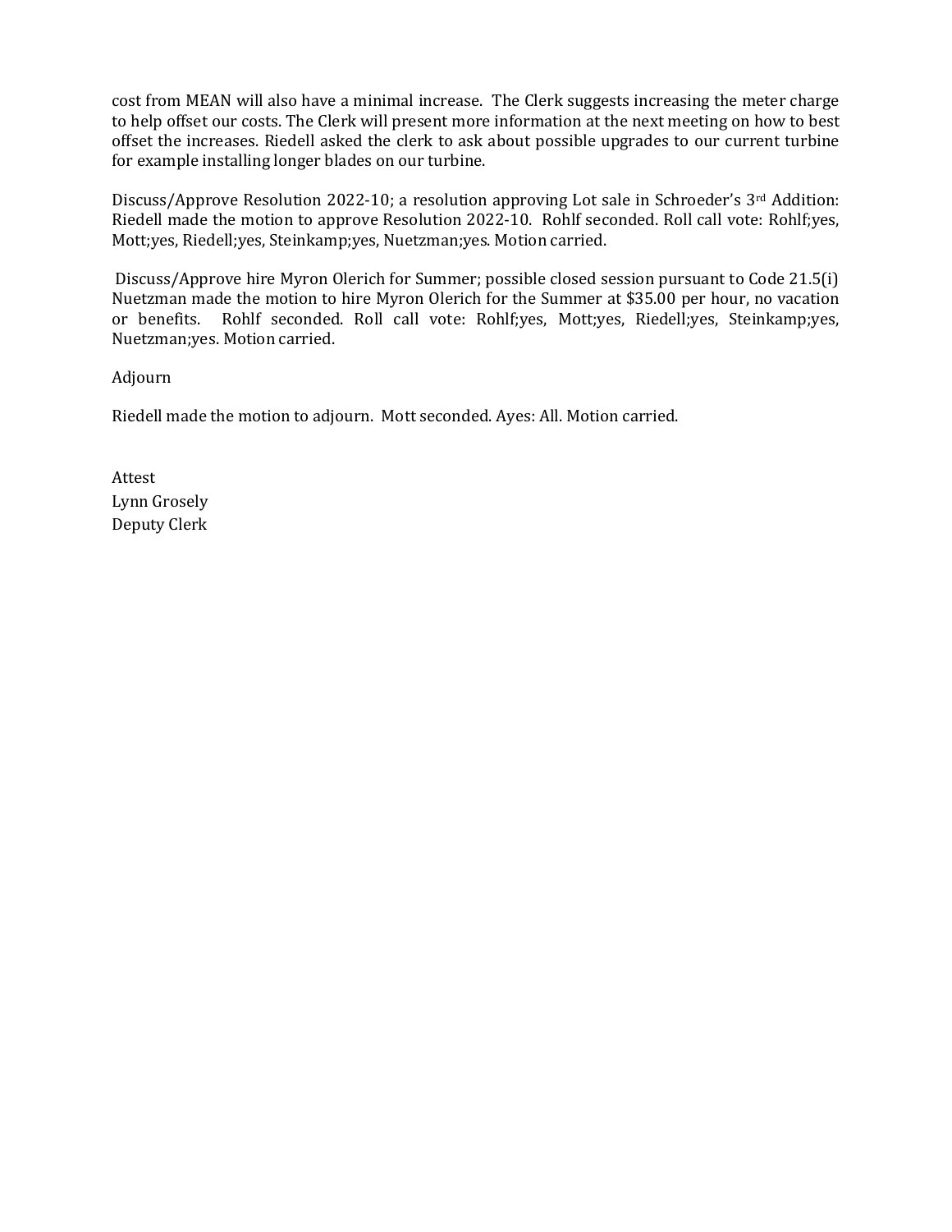cost from MEAN will also have a minimal increase. The Clerk suggests increasing the meter charge to help offset our costs. The Clerk will present more information at the next meeting on how to best offset the increases. Riedell asked the clerk to ask about possible upgrades to our current turbine for example installing longer blades on our turbine.

Discuss/Approve Resolution 2022-10; a resolution approving Lot sale in Schroeder's 3rd Addition: Riedell made the motion to approve Resolution 2022-10. Rohlf seconded. Roll call vote: Rohlf;yes, Mott;yes, Riedell;yes, Steinkamp;yes, Nuetzman;yes. Motion carried.

Discuss/Approve hire Myron Olerich for Summer; possible closed session pursuant to Code 21.5(i) Nuetzman made the motion to hire Myron Olerich for the Summer at $35.00 per hour, no vacation or benefits. Rohlf seconded. Roll call vote: Rohlf;yes, Mott;yes, Riedell;yes, Steinkamp;yes, Nuetzman;yes. Motion carried.

Adjourn

Riedell made the motion to adjourn. Mott seconded. Ayes: All. Motion carried.

Attest
Lynn Grosely
Deputy Clerk